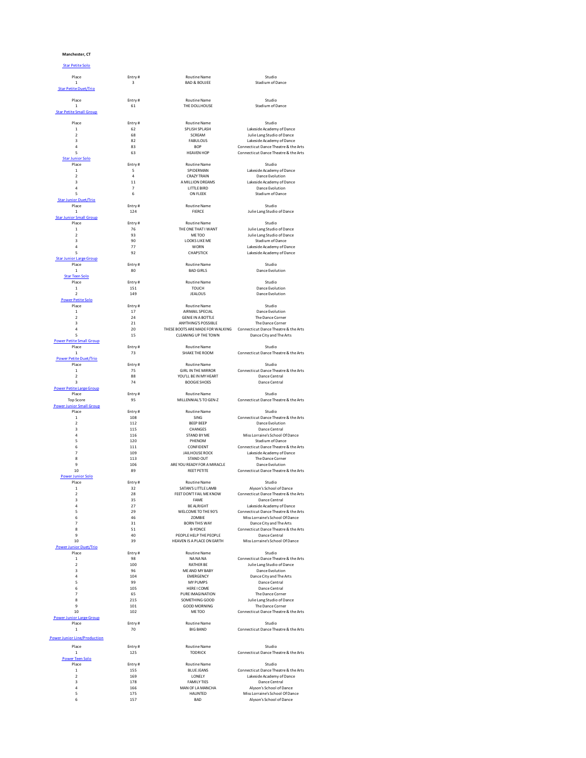**Manchester, CT**

### Star Petite Solo

| Place | Entry # | Routine Name | Studio |
|---|---|---|---|
| 1 | 3 | BAD & BOUJEE | Stadium of Dance |

### Star Petite Duet/Trio

| Place | Entry # | Routine Name | Studio |
|---|---|---|---|
| 1 | 61 | THE DOLLHOUSE | Stadium of Dance |

### Star Petite Small Group

| Place | Entry # | Routine Name | Studio |
|---|---|---|---|
| 1 | 62 | SPLISH SPLASH | Lakeside Academy of Dance |
| 2 | 68 | SCREAM | Julie Lang Studio of Dance |
| 3 | 82 | FABULOUS | Lakeside Academy of Dance |
| 4 | 83 | BOP | Connecticut Dance Theatre & the Arts |
| 5 | 63 | HEAVEN HOP | Connecticut Dance Theatre & the Arts |

### Star Junior Solo

| Place | Entry # | Routine Name | Studio |
|---|---|---|---|
| 1 | 5 | SPIDERMAN | Lakeside Academy of Dance |
| 2 | 4 | CRAZY TRAIN | Dance Evolution |
| 3 | 11 | A MILLION DREAMS | Lakeside Academy of Dance |
| 4 | 7 | LITTLE BIRD | Dance Evolution |
| 5 | 6 | ON FLEEK | Stadium of Dance |

### Star Junior Duet/Trio

| Place | Entry # | Routine Name | Studio |
|---|---|---|---|
| 1 | 124 | FIERCE | Julie Lang Studio of Dance |

### Star Junior Small Group

| Place | Entry # | Routine Name | Studio |
|---|---|---|---|
| 1 | 76 | THE ONE THAT I WANT | Julie Lang Studio of Dance |
| 2 | 93 | ME TOO | Julie Lang Studio of Dance |
| 3 | 90 | LOOKS LIKE ME | Stadium of Dance |
| 4 | 77 | WORN | Lakeside Academy of Dance |
| 5 | 92 | CHAPSTICK | Lakeside Academy of Dance |

### Star Junior Large Group

| Place | Entry # | Routine Name | Studio |
|---|---|---|---|
| 1 | 80 | BAD GIRLS | Dance Evolution |

### Star Teen Solo

| Place | Entry # | Routine Name | Studio |
|---|---|---|---|
| 1 | 151 | TOUCH | Dance Evolution |
| 2 | 149 | JEALOUS | Dance Evolution |

### Power Petite Solo

| Place | Entry # | Routine Name | Studio |
|---|---|---|---|
| 1 | 17 | AIRMAIL SPECIAL | Dance Evolution |
| 2 | 24 | GENIE IN A BOTTLE | The Dance Corner |
| 3 | 21 | ANYTHING'S POSSIBLE | The Dance Corner |
| 4 | 20 | THESE BOOTS ARE MADE FOR WALKING | Connecticut Dance Theatre & the Arts |
| 5 | 15 | CLEANING UP THE TOWN | Dance City and The Arts |

### Power Petite Small Group

| Place | Entry # | Routine Name | Studio |
|---|---|---|---|
| 1 | 73 | SHAKE THE ROOM | Connecticut Dance Theatre & the Arts |

### Power Petite Duet/Trio

| Place | Entry # | Routine Name | Studio |
|---|---|---|---|
| 1 | 75 | GIRL IN THE MIRROR | Connecticut Dance Theatre & the Arts |
| 2 | 88 | YOU'LL BE IN MY HEART | Dance Central |
| 3 | 74 | BOOGIE SHOES | Dance Central |

### Power Petite Large Group

| Place | Entry # | Routine Name | Studio |
|---|---|---|---|
| Top Score | 95 | MILLENNIAL'S TO GEN-Z | Connecticut Dance Theatre & the Arts |

### Power Junior Small Group

| Place | Entry # | Routine Name | Studio |
|---|---|---|---|
| 1 | 108 | SING | Connecticut Dance Theatre & the Arts |
| 2 | 112 | BEEP BEEP | Dance Evolution |
| 3 | 115 | CHANGES | Dance Central |
| 4 | 116 | STAND BY ME | Miss Lorraine's School Of Dance |
| 5 | 120 | PHENOM | Stadium of Dance |
| 6 | 111 | CONFIDENT | Connecticut Dance Theatre & the Arts |
| 7 | 109 | JAILHOUSE ROCK | Lakeside Academy of Dance |
| 8 | 113 | STAND OUT | The Dance Corner |
| 9 | 106 | ARE YOU READY FOR A MIRACLE | Dance Evolution |
| 10 | 89 | REET PETITE | Connecticut Dance Theatre & the Arts |

### Power Junior Solo

| Place | Entry # | Routine Name | Studio |
|---|---|---|---|
| 1 | 32 | SATAN'S LITTLE LAMB | Alyson's School of Dance |
| 2 | 28 | FEET DON'T FAIL ME KNOW | Connecticut Dance Theatre & the Arts |
| 3 | 35 | FAME | Dance Central |
| 4 | 27 | BE ALRIGHT | Lakeside Academy of Dance |
| 5 | 29 | WELCOME TO THE 90'S | Connecticut Dance Theatre & the Arts |
| 6 | 46 | ZOMBIE | Miss Lorraine's School Of Dance |
| 7 | 31 | BORN THIS WAY | Dance City and The Arts |
| 8 | 51 | B-YONCE | Connecticut Dance Theatre & the Arts |
| 9 | 40 | PEOPLE HELP THE PEOPLE | Dance Central |
| 10 | 39 | HEAVEN IS A PLACE ON EARTH | Miss Lorraine's School Of Dance |

### Power Junior Duet/Trio

| Place | Entry # | Routine Name | Studio |
|---|---|---|---|
| 1 | 98 | NA NA NA | Connecticut Dance Theatre & the Arts |
| 2 | 100 | RATHER BE | Julie Lang Studio of Dance |
| 3 | 96 | ME AND MY BABY | Dance Evolution |
| 4 | 104 | EMERGENCY | Dance City and The Arts |
| 5 | 99 | MY PUMPS | Dance Central |
| 6 | 105 | HERE I COME | Dance Central |
| 7 | 65 | PURE IMAGINATION | The Dance Corner |
| 8 | 215 | SOMETHING GOOD | Julie Lang Studio of Dance |
| 9 | 101 | GOOD MORNING | The Dance Corner |
| 10 | 102 | ME TOO | Connecticut Dance Theatre & the Arts |

### Power Junior Large Group

| Place | Entry # | Routine Name | Studio |
|---|---|---|---|
| 1 | 70 | BIG BAND | Connecticut Dance Theatre & the Arts |

### Power Junior Line/Production

| Place | Entry # | Routine Name | Studio |
|---|---|---|---|
| 1 | 125 | TODRICK | Connecticut Dance Theatre & the Arts |

### Power Teen Solo

| Place | Entry # | Routine Name | Studio |
|---|---|---|---|
| 1 | 155 | BLUE JEANS | Connecticut Dance Theatre & the Arts |
| 2 | 169 | LONELY | Lakeside Academy of Dance |
| 3 | 178 | FAMILY TIES | Dance Central |
| 4 | 166 | MAN OF LA MANCHA | Alyson's School of Dance |
| 5 | 175 | HAUNTED | Miss Lorraine's School Of Dance |
| 6 | 157 | BAD | Alyson's School of Dance |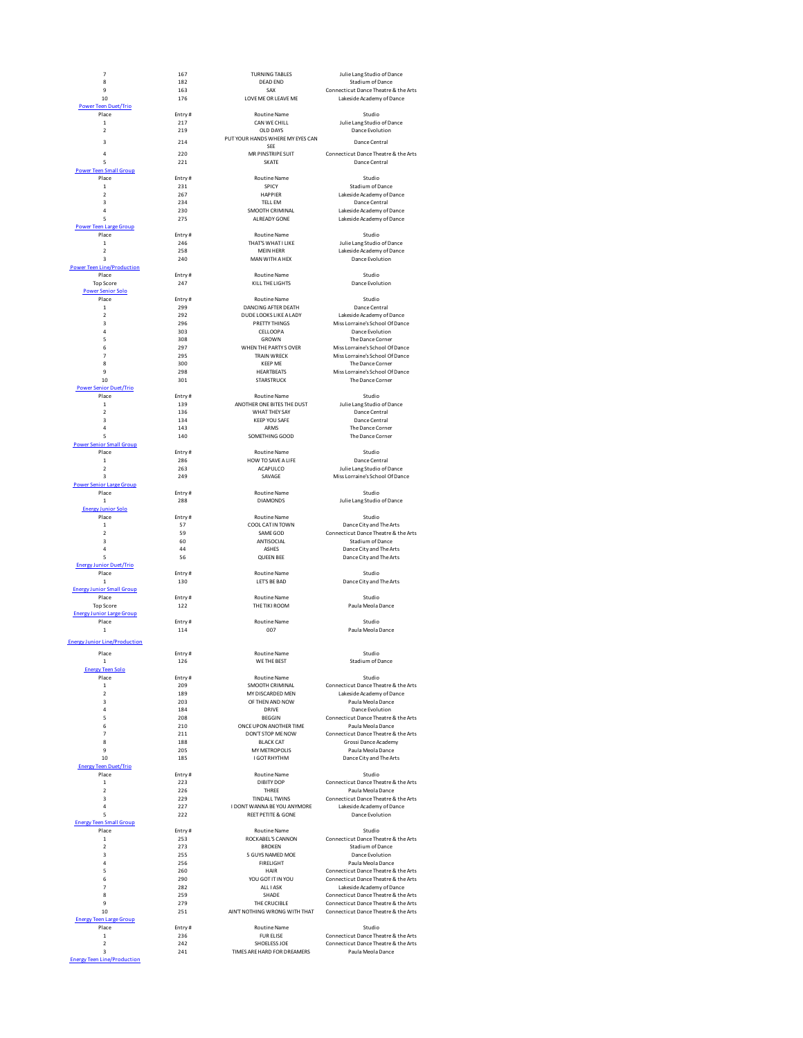| Place | Entry # | Routine Name | Studio |
|---|---|---|---|
| 7 | 167 | TURNING TABLES | Julie Lang Studio of Dance |
| 8 | 182 | DEAD END | Stadium of Dance |
| 9 | 163 | SAX | Connecticut Dance Theatre & the Arts |
| 10 | 176 | LOVE ME OR LEAVE ME | Lakeside Academy of Dance |

### Power Teen Duet/Trio

| Place | Entry # | Routine Name | Studio |
|---|---|---|---|
| 1 | 217 | CAN WE CHILL | Julie Lang Studio of Dance |
| 2 | 219 | OLD DAYS | Dance Evolution |
| 3 | 214 | PUT YOUR HANDS WHERE MY EYES CAN SEE | Dance Central |
| 4 | 220 | MR PINSTRIPE SUIT | Connecticut Dance Theatre & the Arts |
| 5 | 221 | SKATE | Dance Central |

### Power Teen Small Group

| Place | Entry # | Routine Name | Studio |
|---|---|---|---|
| 1 | 231 | SPICY | Stadium of Dance |
| 2 | 267 | HAPPIER | Lakeside Academy of Dance |
| 3 | 234 | TELL EM | Dance Central |
| 4 | 230 | SMOOTH CRIMINAL | Lakeside Academy of Dance |
| 5 | 275 | ALREADY GONE | Lakeside Academy of Dance |

### Power Teen Large Group

| Place | Entry # | Routine Name | Studio |
|---|---|---|---|
| 1 | 246 | THAT'S WHAT I LIKE | Julie Lang Studio of Dance |
| 2 | 258 | MEIN HERR | Lakeside Academy of Dance |
| 3 | 240 | MAN WITH A HEX | Dance Evolution |

### Power Teen Line/Production

| Place | Entry # | Routine Name | Studio |
|---|---|---|---|
| Top Score | 247 | KILL THE LIGHTS | Dance Evolution |

### Power Senior Solo

| Place | Entry # | Routine Name | Studio |
|---|---|---|---|
| 1 | 299 | DANCING AFTER DEATH | Dance Central |
| 2 | 292 | DUDE LOOKS LIKE A LADY | Lakeside Academy of Dance |
| 3 | 296 | PRETTY THINGS | Miss Lorraine's School Of Dance |
| 4 | 303 | CELLOOPA | Dance Evolution |
| 5 | 308 | GROWN | The Dance Corner |
| 6 | 297 | WHEN THE PARTY S OVER | Miss Lorraine's School Of Dance |
| 7 | 295 | TRAIN WRECK | Miss Lorraine's School Of Dance |
| 8 | 300 | KEEP ME | The Dance Corner |
| 9 | 298 | HEARTBEATS | Miss Lorraine's School Of Dance |
| 10 | 301 | STARSTRUCK | The Dance Corner |

### Power Senior Duet/Trio

| Place | Entry # | Routine Name | Studio |
|---|---|---|---|
| 1 | 139 | ANOTHER ONE BITES THE DUST | Julie Lang Studio of Dance |
| 2 | 136 | WHAT THEY SAY | Dance Central |
| 3 | 134 | KEEP YOU SAFE | Dance Central |
| 4 | 143 | ARMS | The Dance Corner |
| 5 | 140 | SOMETHING GOOD | The Dance Corner |

### Power Senior Small Group

| Place | Entry # | Routine Name | Studio |
|---|---|---|---|
| 1 | 286 | HOW TO SAVE A LIFE | Dance Central |
| 2 | 263 | ACAPULCO | Julie Lang Studio of Dance |
| 3 | 249 | SAVAGE | Miss Lorraine's School Of Dance |

### Power Senior Large Group

| Place | Entry # | Routine Name | Studio |
|---|---|---|---|
| 1 | 288 | DIAMONDS | Julie Lang Studio of Dance |

### Energy Junior Solo

| Place | Entry # | Routine Name | Studio |
|---|---|---|---|
| 1 | 57 | COOL CAT IN TOWN | Dance City and The Arts |
| 2 | 59 | SAME GOD | Connecticut Dance Theatre & the Arts |
| 3 | 60 | ANTISOCIAL | Stadium of Dance |
| 4 | 44 | ASHES | Dance City and The Arts |
| 5 | 56 | QUEEN BEE | Dance City and The Arts |

### Energy Junior Duet/Trio

| Place | Entry # | Routine Name | Studio |
|---|---|---|---|
| 1 | 130 | LET'S BE BAD | Dance City and The Arts |

### Energy Junior Small Group

| Place | Entry # | Routine Name | Studio |
|---|---|---|---|
| Top Score | 122 | THE TIKI ROOM | Paula Meola Dance |

### Energy Junior Large Group

| Place | Entry # | Routine Name | Studio |
|---|---|---|---|
| 1 | 114 | 007 | Paula Meola Dance |

### Energy Junior Line/Production

| Place | Entry # | Routine Name | Studio |
|---|---|---|---|
| 1 | 126 | WE THE BEST | Stadium of Dance |

### Energy Teen Solo

| Place | Entry # | Routine Name | Studio |
|---|---|---|---|
| 1 | 209 | SMOOTH CRIMINAL | Connecticut Dance Theatre & the Arts |
| 2 | 189 | MY DISCARDED MEN | Lakeside Academy of Dance |
| 3 | 203 | OF THEN AND NOW | Paula Meola Dance |
| 4 | 184 | DRIVE | Dance Evolution |
| 5 | 208 | BEGGIN | Connecticut Dance Theatre & the Arts |
| 6 | 210 | ONCE UPON ANOTHER TIME | Paula Meola Dance |
| 7 | 211 | DON'T STOP ME NOW | Connecticut Dance Theatre & the Arts |
| 8 | 188 | BLACK CAT | Grossi Dance Academy |
| 9 | 205 | MY METROPOLIS | Paula Meola Dance |
| 10 | 185 | I GOT RHYTHM | Dance City and The Arts |

### Energy Teen Duet/Trio

| Place | Entry # | Routine Name | Studio |
|---|---|---|---|
| 1 | 223 | DIBITY DOP | Connecticut Dance Theatre & the Arts |
| 2 | 226 | THREE | Paula Meola Dance |
| 3 | 229 | TINDALL TWINS | Connecticut Dance Theatre & the Arts |
| 4 | 227 | I DONT WANNA BE YOU ANYMORE | Lakeside Academy of Dance |
| 5 | 222 | REET PETITE & GONE | Dance Evolution |

### Energy Teen Small Group

| Place | Entry # | Routine Name | Studio |
|---|---|---|---|
| 1 | 253 | ROCKABEL'S CANNON | Connecticut Dance Theatre & the Arts |
| 2 | 273 | BROKEN | Stadium of Dance |
| 3 | 255 | 5 GUYS NAMED MOE | Dance Evolution |
| 4 | 256 | FIRELIGHT | Paula Meola Dance |
| 5 | 260 | HAIR | Connecticut Dance Theatre & the Arts |
| 6 | 290 | YOU GOT IT IN YOU | Connecticut Dance Theatre & the Arts |
| 7 | 282 | ALL I ASK | Lakeside Academy of Dance |
| 8 | 259 | SHADE | Connecticut Dance Theatre & the Arts |
| 9 | 279 | THE CRUCIBLE | Connecticut Dance Theatre & the Arts |
| 10 | 251 | AIN'T NOTHING WRONG WITH THAT | Connecticut Dance Theatre & the Arts |

### Energy Teen Large Group

| Place | Entry # | Routine Name | Studio |
|---|---|---|---|
| 1 | 236 | FUR ELISE | Connecticut Dance Theatre & the Arts |
| 2 | 242 | SHOELESS JOE | Connecticut Dance Theatre & the Arts |
| 3 | 241 | TIMES ARE HARD FOR DREAMERS | Paula Meola Dance |

### Energy Teen Line/Production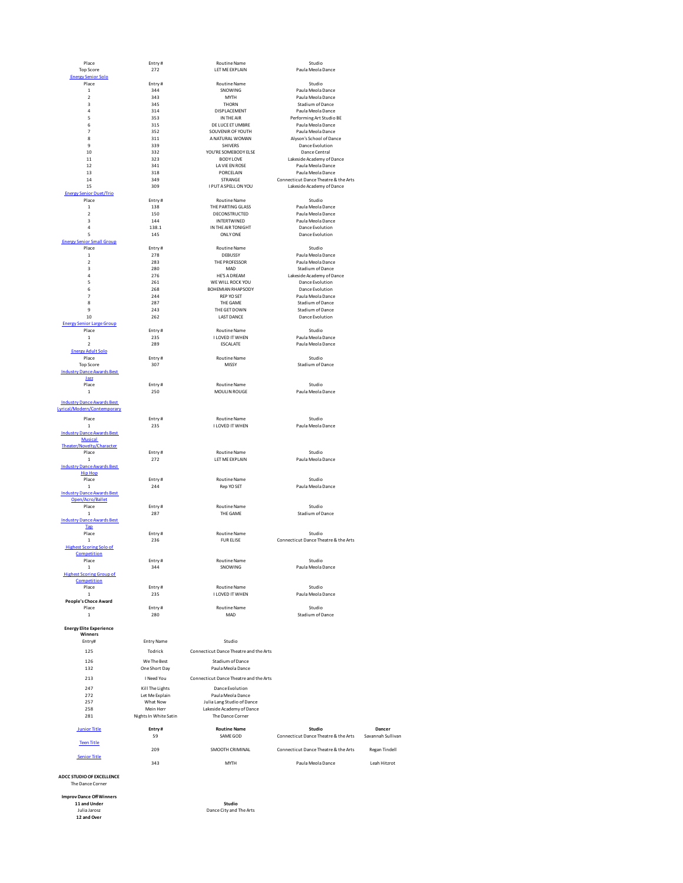| Place | Entry # | Routine Name | Studio |
|---|---|---|---|
| Top Score | 272 | LET ME EXPLAIN | Paula Meola Dance |

**Energy Senior Solo**

| Place | Entry # | Routine Name | Studio |
|---|---|---|---|
| 1 | 344 | SNOWING | Paula Meola Dance |
| 2 | 343 | MYTH | Paula Meola Dance |
| 3 | 345 | THORN | Stadium of Dance |
| 4 | 314 | DISPLACEMENT | Paula Meola Dance |
| 5 | 353 | IN THE AIR | Performing Art Studio BE |
| 6 | 315 | DE LUCE ET UMBRE | Paula Meola Dance |
| 7 | 352 | SOUVENIR OF YOUTH | Paula Meola Dance |
| 8 | 311 | A NATURAL WOMAN | Alyson's School of Dance |
| 9 | 339 | SHIVERS | Dance Evolution |
| 10 | 332 | YOU'RE SOMEBODY ELSE | Dance Central |
| 11 | 323 | BODY LOVE | Lakeside Academy of Dance |
| 12 | 341 | LA VIE EN ROSE | Paula Meola Dance |
| 13 | 318 | PORCELAIN | Paula Meola Dance |
| 14 | 349 | STRANGE | Connecticut Dance Theatre & the Arts |
| 15 | 309 | I PUT A SPELL ON YOU | Lakeside Academy of Dance |

**Energy Senior Duet/Trio**

| Place | Entry # | Routine Name | Studio |
|---|---|---|---|
| 1 | 138 | THE PARTING GLASS | Paula Meola Dance |
| 2 | 150 | DECONSTRUCTED | Paula Meola Dance |
| 3 | 144 | INTERTWINED | Paula Meola Dance |
| 4 | 138.1 | IN THE AIR TONIGHT | Dance Evolution |
| 5 | 145 | ONLY ONE | Dance Evolution |

**Energy Senior Small Group**

| Place | Entry # | Routine Name | Studio |
|---|---|---|---|
| 1 | 278 | DEBUSSY | Paula Meola Dance |
| 2 | 283 | THE PROFESSOR | Paula Meola Dance |
| 3 | 280 | MAD | Stadium of Dance |
| 4 | 276 | HE'S A DREAM | Lakeside Academy of Dance |
| 5 | 261 | WE WILL ROCK YOU | Dance Evolution |
| 6 | 268 | BOHEMIAN RHAPSODY | Dance Evolution |
| 7 | 244 | REP YO SET | Paula Meola Dance |
| 8 | 287 | THE GAME | Stadium of Dance |
| 9 | 243 | THE GET DOWN | Stadium of Dance |
| 10 | 262 | LAST DANCE | Dance Evolution |

**Energy Senior Large Group**

| Place | Entry # | Routine Name | Studio |
|---|---|---|---|
| 1 | 235 | I LOVED IT WHEN | Paula Meola Dance |
| 2 | 289 | ESCALATE | Paula Meola Dance |

**Energy Adult Solo**

| Place | Entry # | Routine Name | Studio |
|---|---|---|---|
| Top Score | 307 | MISSY | Stadium of Dance |

**Industry Dance Awards Best Jazz**

| Place | Entry # | Routine Name | Studio |
|---|---|---|---|
| 1 | 250 | MOULIN ROUGE | Paula Meola Dance |

**Industry Dance Awards Best Lyrical/Modern/Contemporary**

| Place | Entry # | Routine Name | Studio |
|---|---|---|---|
| 1 | 235 | I LOVED IT WHEN | Paula Meola Dance |

**Industry Dance Awards Best Musical Theater/Novelty/Character**

| Place | Entry # | Routine Name | Studio |
|---|---|---|---|
| 1 | 272 | LET ME EXPLAIN | Paula Meola Dance |

**Industry Dance Awards Best Hip Hop**

| Place | Entry # | Routine Name | Studio |
|---|---|---|---|
| 1 | 244 | Rep YO SET | Paula Meola Dance |

**Industry Dance Awards Best Open/Acro/Ballet**

| Place | Entry # | Routine Name | Studio |
|---|---|---|---|
| 1 | 287 | THE GAME | Stadium of Dance |

**Industry Dance Awards Best Tap**

| Place | Entry # | Routine Name | Studio |
|---|---|---|---|
| 1 | 236 | FUR ELISE | Connecticut Dance Theatre & the Arts |

**Highest Scoring Solo of Competition**

| Place | Entry # | Routine Name | Studio |
|---|---|---|---|
| 1 | 344 | SNOWING | Paula Meola Dance |

**Highest Scoring Group of Competition**

| Place | Entry # | Routine Name | Studio |
|---|---|---|---|
| 1 | 235 | I LOVED IT WHEN | Paula Meola Dance |

**People's Choce Award**

| Place | Entry # | Routine Name | Studio |
|---|---|---|---|
| 1 | 280 | MAD | Stadium of Dance |

**Energy Elite Experience Winners**

| Entry# | Entry Name | Studio |
|---|---|---|
| 125 | Todrick | Connecticut Dance Theatre and the Arts |
| 126 | We The Best | Stadium of Dance |
| 132 | One Short Day | Paula Meola Dance |
| 213 | I Need You | Connecticut Dance Theatre and the Arts |
| 247 | Kill The Lights | Dance Evolution |
| 272 | Let Me Explain | Paula Meola Dance |
| 257 | What Now | Julia Lang Studio of Dance |
| 258 | Mein Herr | Lakeside Academy of Dance |
| 281 | Nights In White Satin | The Dance Corner |

| | Entry # | Routine Name | Studio | Dancer |
|---|---|---|---|---|
| Junior Title | 59 | SAME GOD | Connecticut Dance Theatre & the Arts | Savannah Sullivan |
| Teen Title | 209 | SMOOTH CRIMINAL | Connecticut Dance Theatre & the Arts | Regan Tindell |
| Senior Title | 343 | MYTH | Paula Meola Dance | Leah Hitzrot |

**ADCC STUDIO OF EXCELLENCE**

The Dance Corner

**Improv Dance Off Winners**

| 11 and Under | Studio |
|---|---|
| Julia Jarosz | Dance City and The Arts |

**12 and Over**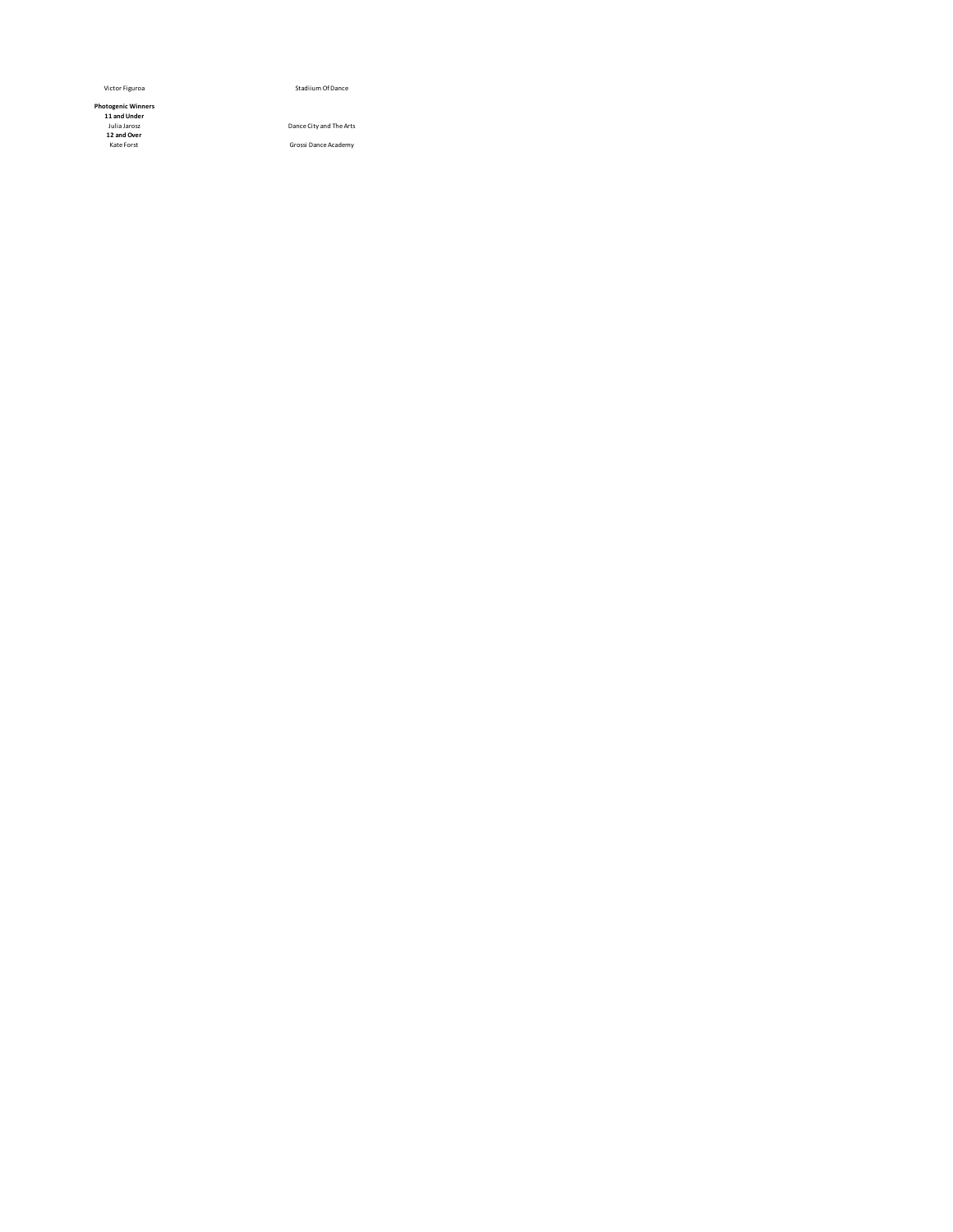| | |
|---|---|
| Victor Figuroa | Stadiium Of Dance |

**Photogenic Winners**

**11 and Under**

| | |
|---|---|
| Julia Jarosz | Dance City and The Arts |

**12 and Over**

| | |
|---|---|
| Kate Forst | Grossi Dance Academy |